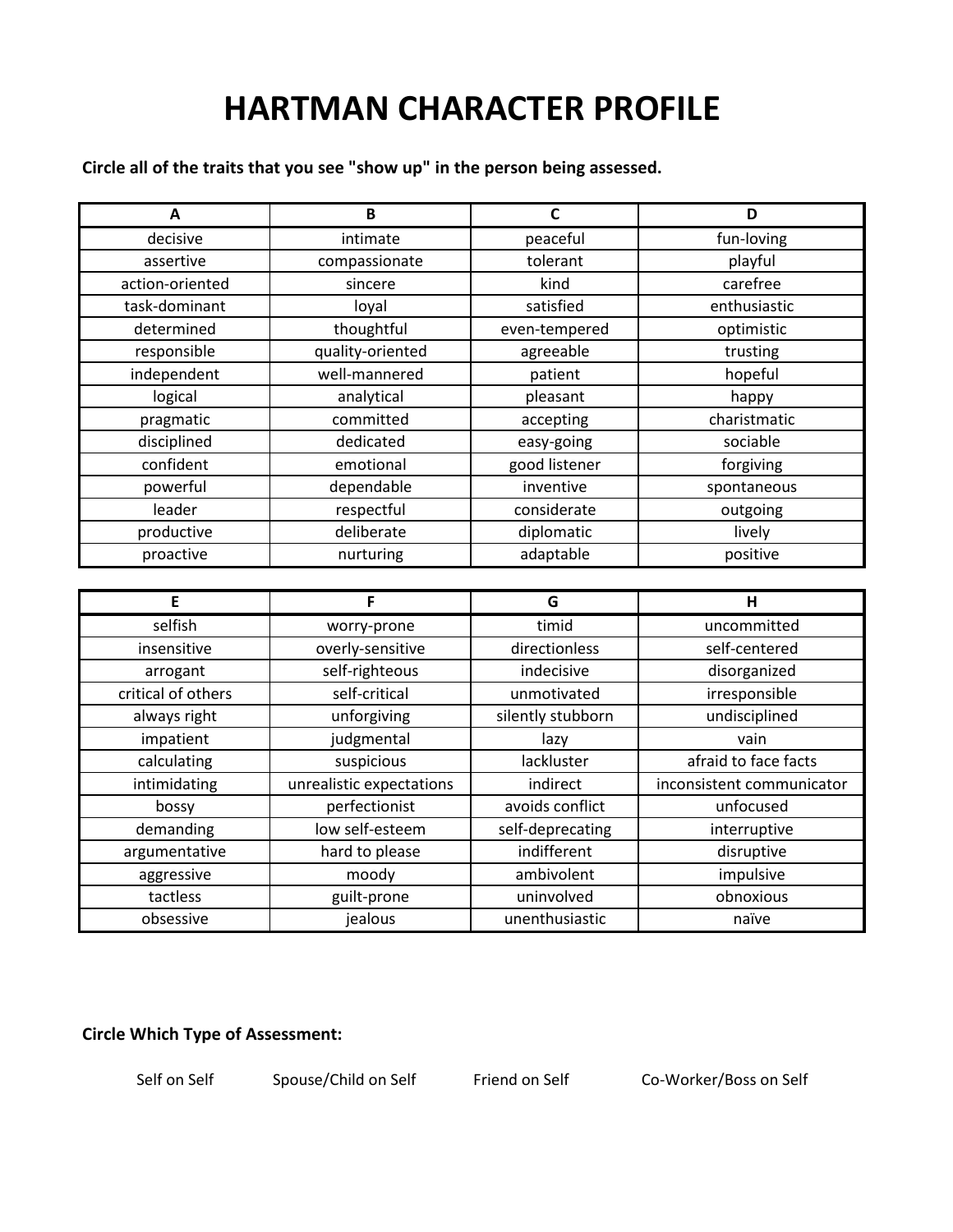# HARTMAN CHARACTER PROFILE

**Circle all of the traits that you see "show up" in the person being assessed.**

| A | B | C | D |
|---|---|---|---|
| decisive | intimate | peaceful | fun-loving |
| assertive | compassionate | tolerant | playful |
| action-oriented | sincere | kind | carefree |
| task-dominant | loyal | satisfied | enthusiastic |
| determined | thoughtful | even-tempered | optimistic |
| responsible | quality-oriented | agreeable | trusting |
| independent | well-mannered | patient | hopeful |
| logical | analytical | pleasant | happy |
| pragmatic | committed | accepting | charistmatic |
| disciplined | dedicated | easy-going | sociable |
| confident | emotional | good listener | forgiving |
| powerful | dependable | inventive | spontaneous |
| leader | respectful | considerate | outgoing |
| productive | deliberate | diplomatic | lively |
| proactive | nurturing | adaptable | positive |

| E | F | G | H |
|---|---|---|---|
| selfish | worry-prone | timid | uncommitted |
| insensitive | overly-sensitive | directionless | self-centered |
| arrogant | self-righteous | indecisive | disorganized |
| critical of others | self-critical | unmotivated | irresponsible |
| always right | unforgiving | silently stubborn | undisciplined |
| impatient | judgmental | lazy | vain |
| calculating | suspicious | lackluster | afraid to face facts |
| intimidating | unrealistic expectations | indirect | inconsistent communicator |
| bossy | perfectionist | avoids conflict | unfocused |
| demanding | low self-esteem | self-deprecating | interruptive |
| argumentative | hard to please | indifferent | disruptive |
| aggressive | moody | ambivolent | impulsive |
| tactless | guilt-prone | uninvolved | obnoxious |
| obsessive | jealous | unenthusiastic | naïve |

**Circle Which Type of Assessment:**

Self on Self    Spouse/Child on Self    Friend on Self    Co-Worker/Boss on Self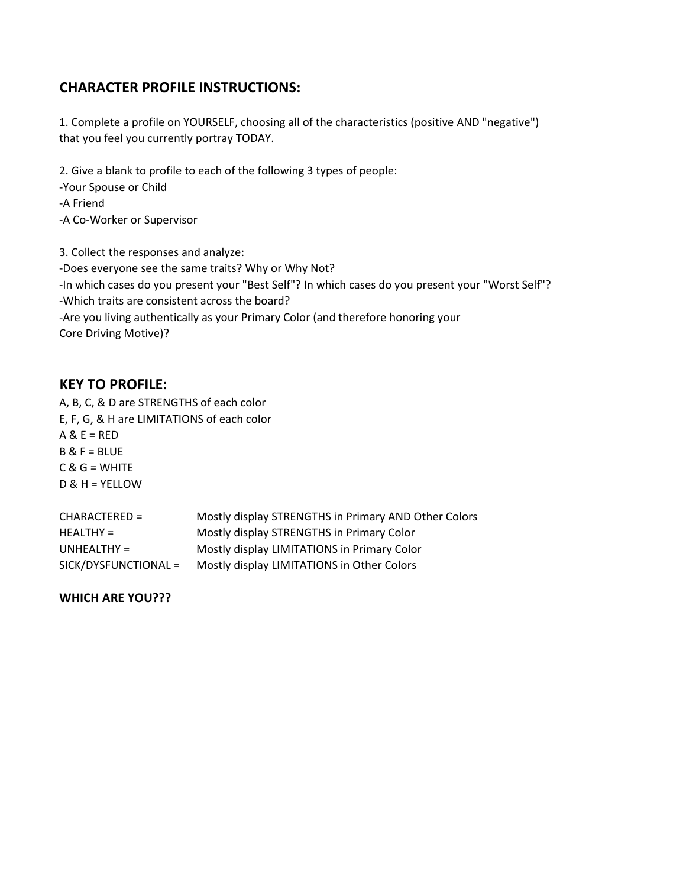## CHARACTER PROFILE INSTRUCTIONS:

1. Complete a profile on YOURSELF, choosing all of the characteristics (positive AND "negative") that you feel you currently portray TODAY.

2. Give a blank to profile to each of the following 3 types of people:
-Your Spouse or Child
-A Friend
-A Co-Worker or Supervisor

3. Collect the responses and analyze:
-Does everyone see the same traits? Why or Why Not?
-In which cases do you present your "Best Self"? In which cases do you present your "Worst Self"?
-Which traits are consistent across the board?
-Are you living authentically as your Primary Color (and therefore honoring your Core Driving Motive)?

## KEY TO PROFILE:

A, B, C, & D are STRENGTHS of each color
E, F, G, & H are LIMITATIONS of each color
A & E = RED
B & F = BLUE
C & G = WHITE
D & H = YELLOW

| | |
|---|---|
| CHARACTERED = | Mostly display STRENGTHS in Primary AND Other Colors |
| HEALTHY = | Mostly display STRENGTHS in Primary Color |
| UNHEALTHY = | Mostly display LIMITATIONS in Primary Color |
| SICK/DYSFUNCTIONAL = | Mostly display LIMITATIONS in Other Colors |

**WHICH ARE YOU???**